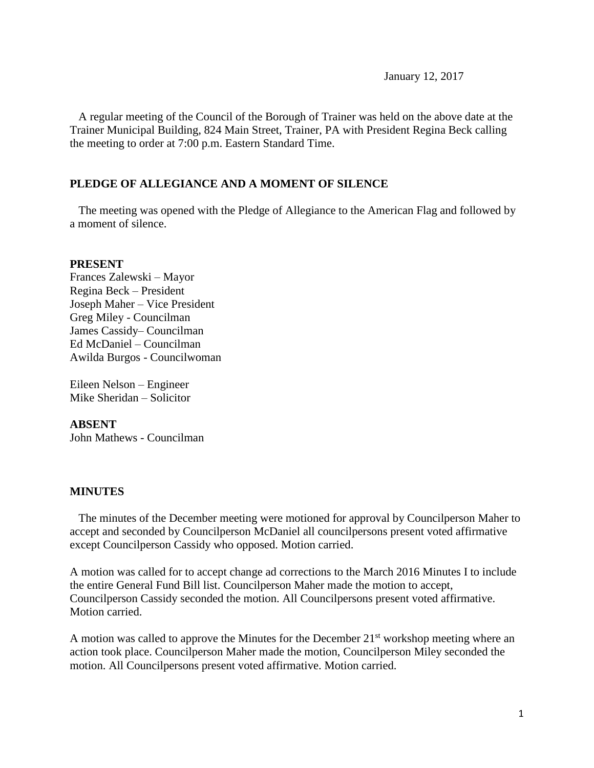January 12, 2017

A regular meeting of the Council of the Borough of Trainer was held on the above date at the Trainer Municipal Building, 824 Main Street, Trainer, PA with President Regina Beck calling the meeting to order at 7:00 p.m. Eastern Standard Time.

**PLEDGE OF ALLEGIANCE AND A MOMENT OF SILENCE**

The meeting was opened with the Pledge of Allegiance to the American Flag and followed by a moment of silence.

**PRESENT**

Frances Zalewski – Mayor
Regina Beck – President
Joseph Maher – Vice President
Greg Miley - Councilman
James Cassidy– Councilman
Ed McDaniel – Councilman
Awilda Burgos - Councilwoman

Eileen Nelson – Engineer
Mike Sheridan – Solicitor

**ABSENT**

John Mathews - Councilman

**MINUTES**

The minutes of the December meeting were motioned for approval by Councilperson Maher to accept and seconded by Councilperson McDaniel all councilpersons present voted affirmative except Councilperson Cassidy who opposed. Motion carried.

A motion was called for to accept change ad corrections to the March 2016 Minutes I to include the entire General Fund Bill list. Councilperson Maher made the motion to accept, Councilperson Cassidy seconded the motion. All Councilpersons present voted affirmative. Motion carried.

A motion was called to approve the Minutes for the December 21st workshop meeting where an action took place. Councilperson Maher made the motion, Councilperson Miley seconded the motion. All Councilpersons present voted affirmative. Motion carried.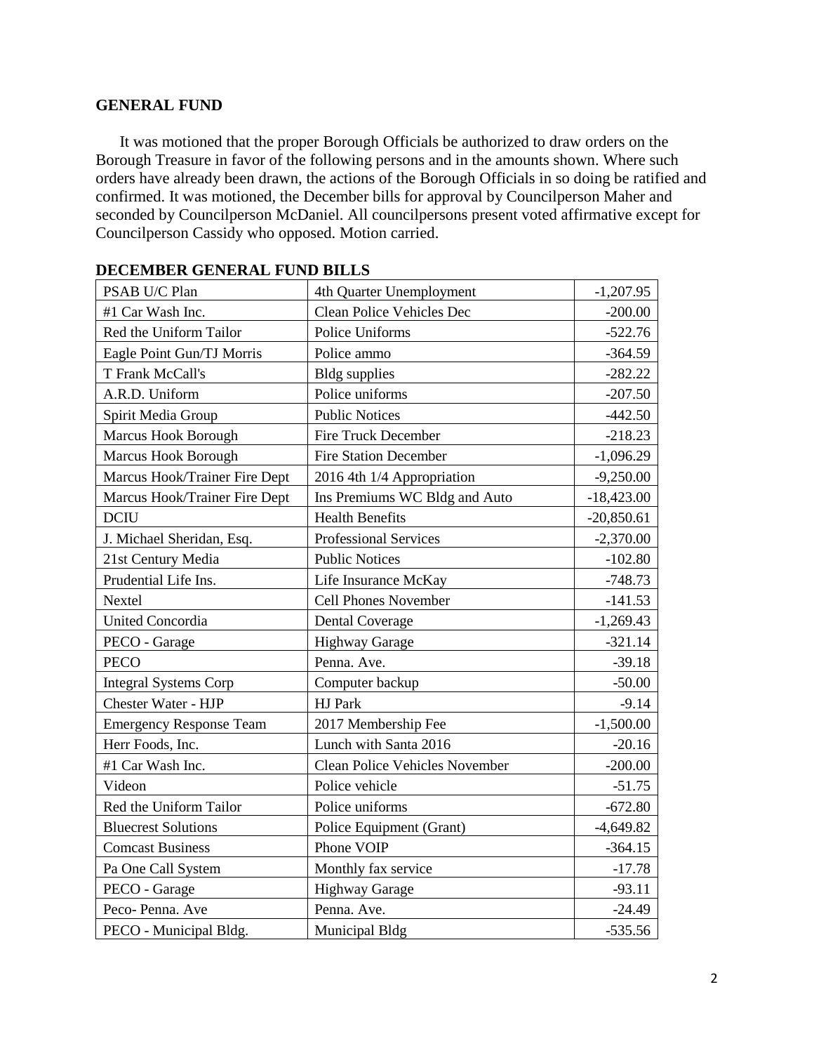## GENERAL FUND

It was motioned that the proper Borough Officials be authorized to draw orders on the Borough Treasure in favor of the following persons and in the amounts shown. Where such orders have already been drawn, the actions of the Borough Officials in so doing be ratified and confirmed. It was motioned, the December bills for approval by Councilperson Maher and seconded by Councilperson McDaniel. All councilpersons present voted affirmative except for Councilperson Cassidy who opposed. Motion carried.

### DECEMBER GENERAL FUND BILLS

| | | |
|---|---|---:|
| PSAB U/C Plan | 4th Quarter Unemployment | -1,207.95 |
| #1 Car Wash Inc. | Clean Police Vehicles Dec | -200.00 |
| Red the Uniform Tailor | Police Uniforms | -522.76 |
| Eagle Point Gun/TJ Morris | Police ammo | -364.59 |
| T Frank McCall's | Bldg supplies | -282.22 |
| A.R.D. Uniform | Police uniforms | -207.50 |
| Spirit Media Group | Public Notices | -442.50 |
| Marcus Hook Borough | Fire Truck December | -218.23 |
| Marcus Hook Borough | Fire Station December | -1,096.29 |
| Marcus Hook/Trainer Fire Dept | 2016 4th 1/4 Appropriation | -9,250.00 |
| Marcus Hook/Trainer Fire Dept | Ins Premiums WC Bldg and Auto | -18,423.00 |
| DCIU | Health Benefits | -20,850.61 |
| J. Michael Sheridan, Esq. | Professional Services | -2,370.00 |
| 21st Century Media | Public Notices | -102.80 |
| Prudential Life Ins. | Life Insurance McKay | -748.73 |
| Nextel | Cell Phones November | -141.53 |
| United Concordia | Dental Coverage | -1,269.43 |
| PECO - Garage | Highway Garage | -321.14 |
| PECO | Penna. Ave. | -39.18 |
| Integral Systems Corp | Computer backup | -50.00 |
| Chester Water - HJP | HJ Park | -9.14 |
| Emergency Response Team | 2017 Membership Fee | -1,500.00 |
| Herr Foods, Inc. | Lunch with Santa 2016 | -20.16 |
| #1 Car Wash Inc. | Clean Police Vehicles November | -200.00 |
| Videon | Police vehicle | -51.75 |
| Red the Uniform Tailor | Police uniforms | -672.80 |
| Bluecrest Solutions | Police Equipment (Grant) | -4,649.82 |
| Comcast Business | Phone VOIP | -364.15 |
| Pa One Call System | Monthly fax service | -17.78 |
| PECO - Garage | Highway Garage | -93.11 |
| Peco- Penna. Ave | Penna. Ave. | -24.49 |
| PECO - Municipal Bldg. | Municipal Bldg | -535.56 |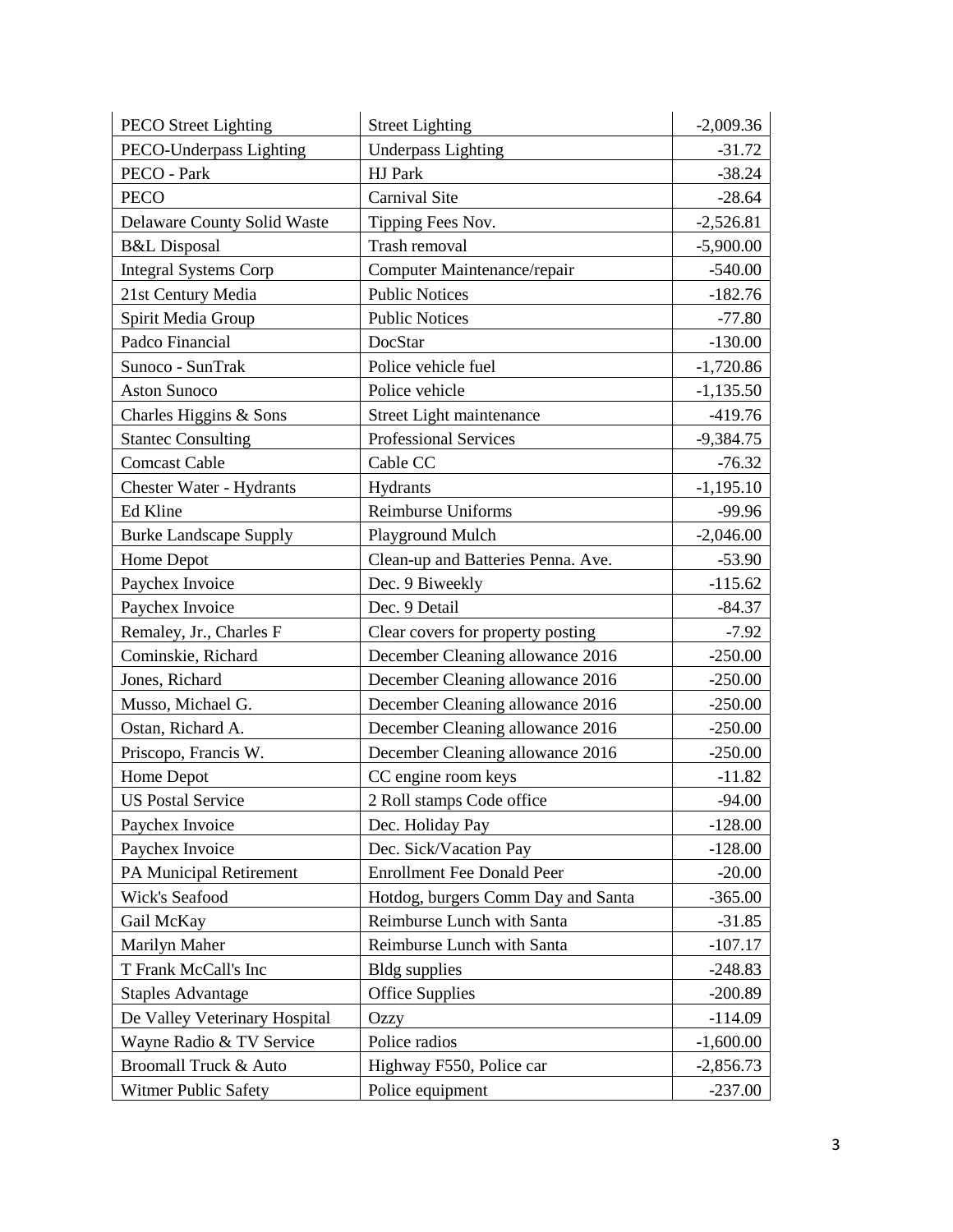| PECO Street Lighting | Street Lighting | -2,009.36 |
|---|---|---|
| PECO-Underpass Lighting | Underpass Lighting | -31.72 |
| PECO - Park | HJ Park | -38.24 |
| PECO | Carnival Site | -28.64 |
| Delaware County Solid Waste | Tipping Fees Nov. | -2,526.81 |
| B&L Disposal | Trash removal | -5,900.00 |
| Integral Systems Corp | Computer Maintenance/repair | -540.00 |
| 21st Century Media | Public Notices | -182.76 |
| Spirit Media Group | Public Notices | -77.80 |
| Padco Financial | DocStar | -130.00 |
| Sunoco - SunTrak | Police vehicle fuel | -1,720.86 |
| Aston Sunoco | Police vehicle | -1,135.50 |
| Charles Higgins & Sons | Street Light maintenance | -419.76 |
| Stantec Consulting | Professional Services | -9,384.75 |
| Comcast Cable | Cable CC | -76.32 |
| Chester Water - Hydrants | Hydrants | -1,195.10 |
| Ed Kline | Reimburse Uniforms | -99.96 |
| Burke Landscape Supply | Playground Mulch | -2,046.00 |
| Home Depot | Clean-up and Batteries Penna. Ave. | -53.90 |
| Paychex Invoice | Dec. 9 Biweekly | -115.62 |
| Paychex Invoice | Dec. 9 Detail | -84.37 |
| Remaley, Jr., Charles F | Clear covers for property posting | -7.92 |
| Cominskie, Richard | December Cleaning allowance 2016 | -250.00 |
| Jones, Richard | December Cleaning allowance 2016 | -250.00 |
| Musso, Michael G. | December Cleaning allowance 2016 | -250.00 |
| Ostan, Richard A. | December Cleaning allowance 2016 | -250.00 |
| Priscopo, Francis W. | December Cleaning allowance 2016 | -250.00 |
| Home Depot | CC engine room keys | -11.82 |
| US Postal Service | 2 Roll stamps Code office | -94.00 |
| Paychex Invoice | Dec. Holiday Pay | -128.00 |
| Paychex Invoice | Dec. Sick/Vacation Pay | -128.00 |
| PA Municipal Retirement | Enrollment Fee Donald Peer | -20.00 |
| Wick's Seafood | Hotdog, burgers Comm Day and Santa | -365.00 |
| Gail McKay | Reimburse Lunch with Santa | -31.85 |
| Marilyn Maher | Reimburse Lunch with Santa | -107.17 |
| T Frank McCall's Inc | Bldg supplies | -248.83 |
| Staples Advantage | Office Supplies | -200.89 |
| De Valley Veterinary Hospital | Ozzy | -114.09 |
| Wayne Radio & TV Service | Police radios | -1,600.00 |
| Broomall Truck & Auto | Highway F550, Police car | -2,856.73 |
| Witmer Public Safety | Police equipment | -237.00 |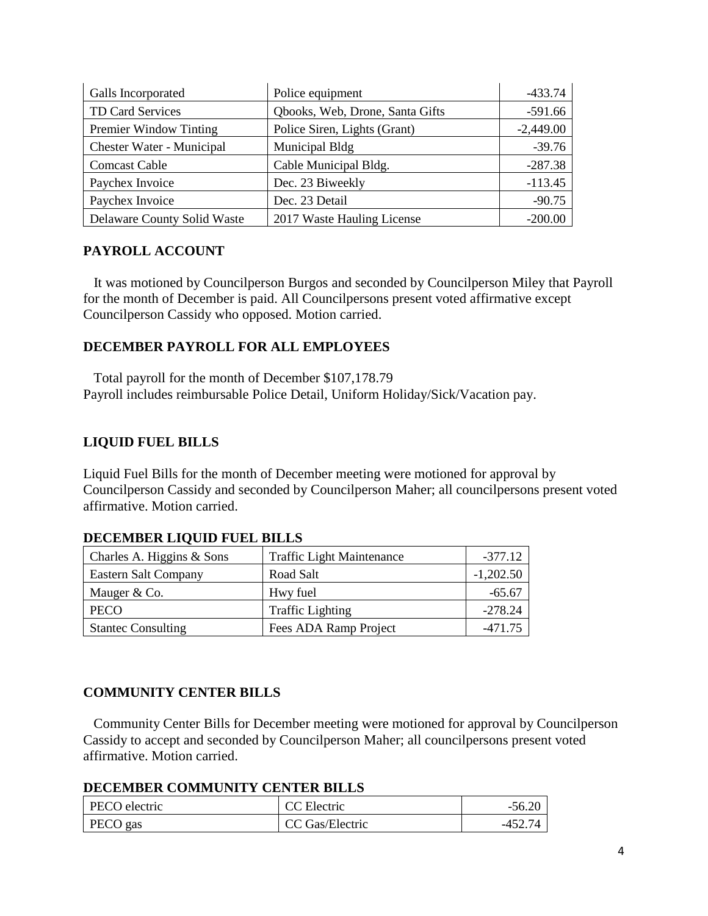| Galls Incorporated | Police equipment | -433.74 |
|---|---|---|
| TD Card Services | Qbooks, Web, Drone, Santa Gifts | -591.66 |
| Premier Window Tinting | Police Siren, Lights (Grant) | -2,449.00 |
| Chester Water - Municipal | Municipal Bldg | -39.76 |
| Comcast Cable | Cable Municipal Bldg. | -287.38 |
| Paychex Invoice | Dec. 23 Biweekly | -113.45 |
| Paychex Invoice | Dec. 23 Detail | -90.75 |
| Delaware County Solid Waste | 2017 Waste Hauling License | -200.00 |

## PAYROLL ACCOUNT

It was motioned by Councilperson Burgos and seconded by Councilperson Miley that Payroll for the month of December is paid. All Councilpersons present voted affirmative except Councilperson Cassidy who opposed. Motion carried.

## DECEMBER PAYROLL FOR ALL EMPLOYEES

Total payroll for the month of December $107,178.79
Payroll includes reimbursable Police Detail, Uniform Holiday/Sick/Vacation pay.

## LIQUID FUEL BILLS

Liquid Fuel Bills for the month of December meeting were motioned for approval by Councilperson Cassidy and seconded by Councilperson Maher; all councilpersons present voted affirmative. Motion carried.

## DECEMBER LIQUID FUEL BILLS

| Charles A. Higgins & Sons | Traffic Light Maintenance | -377.12 |
|---|---|---|
| Eastern Salt Company | Road Salt | -1,202.50 |
| Mauger & Co. | Hwy fuel | -65.67 |
| PECO | Traffic Lighting | -278.24 |
| Stantec Consulting | Fees ADA Ramp Project | -471.75 |

## COMMUNITY CENTER BILLS

Community Center Bills for December meeting were motioned for approval by Councilperson Cassidy to accept and seconded by Councilperson Maher; all councilpersons present voted affirmative. Motion carried.

## DECEMBER COMMUNITY CENTER BILLS

| PECO electric | CC Electric | -56.20 |
|---|---|---|
| PECO gas | CC Gas/Electric | -452.74 |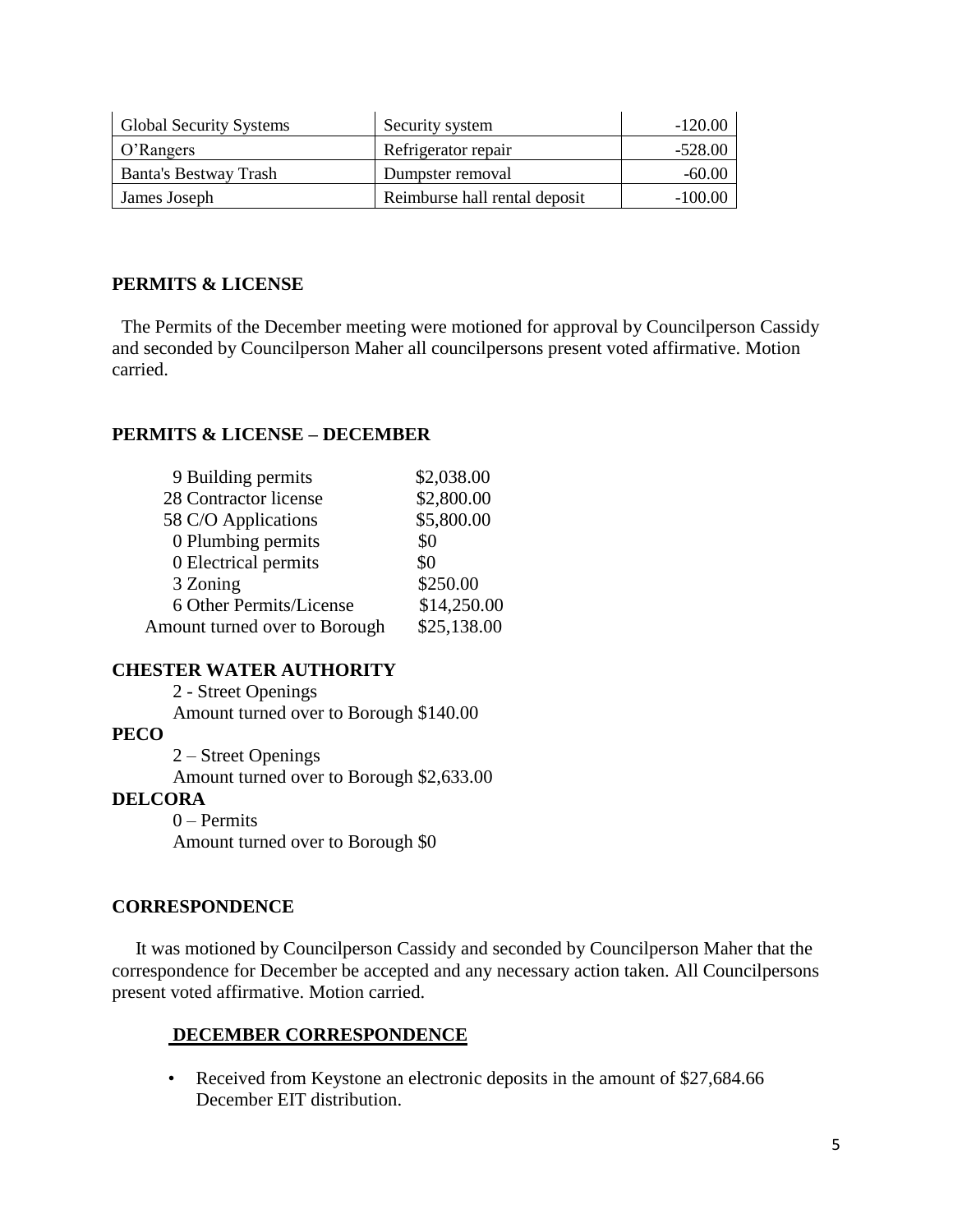| Global Security Systems | Security system | -120.00 |
|---|---|---|
| O'Rangers | Refrigerator repair | -528.00 |
| Banta's Bestway Trash | Dumpster removal | -60.00 |
| James Joseph | Reimburse hall rental deposit | -100.00 |

**PERMITS & LICENSE**

The Permits of the December meeting were motioned for approval by Councilperson Cassidy and seconded by Councilperson Maher all councilpersons present voted affirmative. Motion carried.

**PERMITS & LICENSE – DECEMBER**

| | |
|---|---|
| 9 Building permits | \$2,038.00 |
| 28 Contractor license | \$2,800.00 |
| 58 C/O Applications | \$5,800.00 |
| 0 Plumbing permits | \$0 |
| 0 Electrical permits | \$0 |
| 3 Zoning | \$250.00 |
| 6 Other Permits/License | \$14,250.00 |
| Amount turned over to Borough | \$25,138.00 |

**CHESTER WATER AUTHORITY**

2 - Street Openings
Amount turned over to Borough \$140.00

**PECO**

2 – Street Openings
Amount turned over to Borough \$2,633.00

**DELCORA**

0 – Permits
Amount turned over to Borough \$0

**CORRESPONDENCE**

It was motioned by Councilperson Cassidy and seconded by Councilperson Maher that the correspondence for December be accepted and any necessary action taken. All Councilpersons present voted affirmative. Motion carried.

**DECEMBER CORRESPONDENCE**

- Received from Keystone an electronic deposits in the amount of \$27,684.66 December EIT distribution.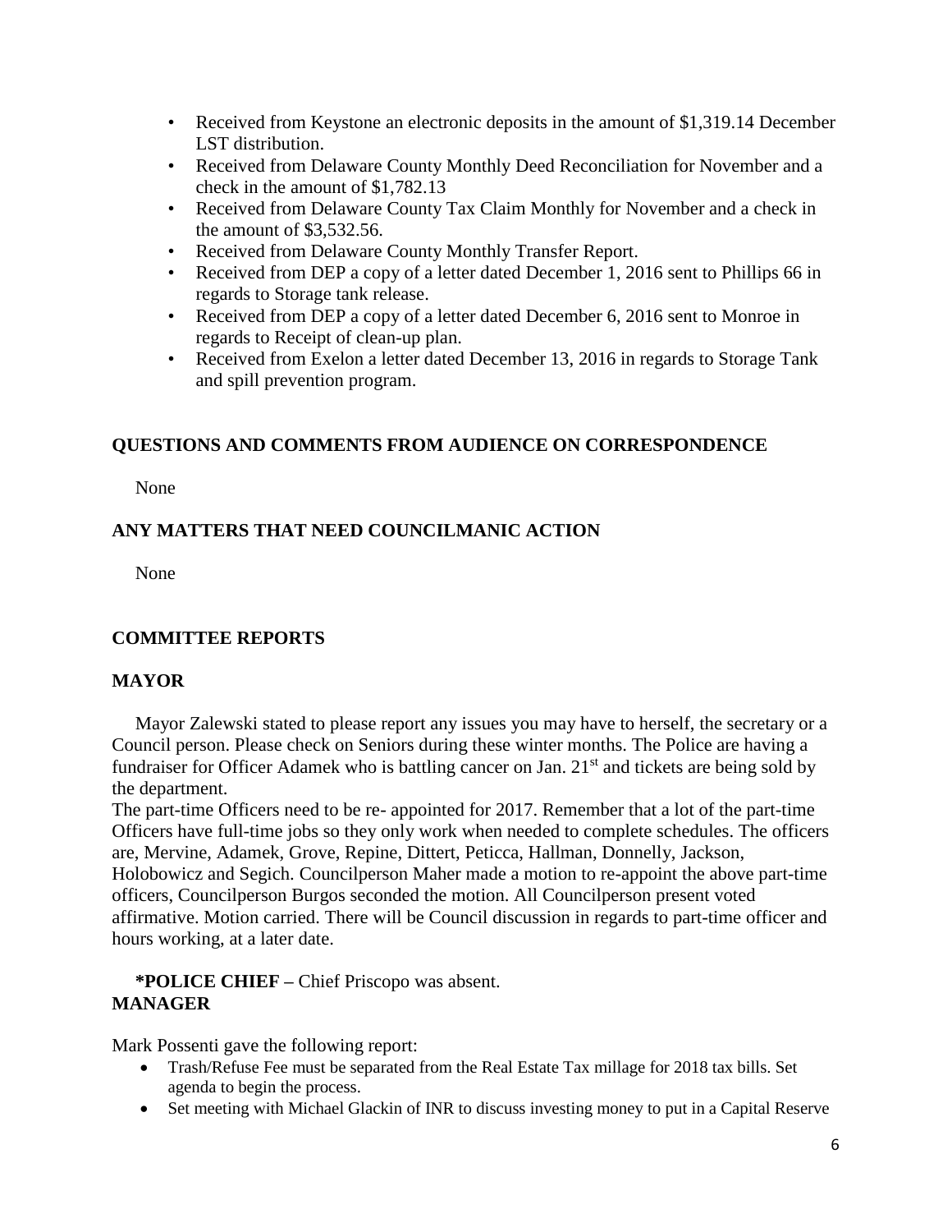- Received from Keystone an electronic deposits in the amount of $1,319.14 December LST distribution.
- Received from Delaware County Monthly Deed Reconciliation for November and a check in the amount of $1,782.13
- Received from Delaware County Tax Claim Monthly for November and a check in the amount of $3,532.56.
- Received from Delaware County Monthly Transfer Report.
- Received from DEP a copy of a letter dated December 1, 2016 sent to Phillips 66 in regards to Storage tank release.
- Received from DEP a copy of a letter dated December 6, 2016 sent to Monroe in regards to Receipt of clean-up plan.
- Received from Exelon a letter dated December 13, 2016 in regards to Storage Tank and spill prevention program.

**QUESTIONS AND COMMENTS FROM AUDIENCE ON CORRESPONDENCE**

None

**ANY MATTERS THAT NEED COUNCILMANIC ACTION**

None

**COMMITTEE REPORTS**

**MAYOR**

Mayor Zalewski stated to please report any issues you may have to herself, the secretary or a Council person. Please check on Seniors during these winter months. The Police are having a fundraiser for Officer Adamek who is battling cancer on Jan. 21st and tickets are being sold by the department.

The part-time Officers need to be re- appointed for 2017. Remember that a lot of the part-time Officers have full-time jobs so they only work when needed to complete schedules. The officers are, Mervine, Adamek, Grove, Repine, Dittert, Peticca, Hallman, Donnelly, Jackson, Holobowicz and Segich. Councilperson Maher made a motion to re-appoint the above part-time officers, Councilperson Burgos seconded the motion. All Councilperson present voted affirmative. Motion carried. There will be Council discussion in regards to part-time officer and hours working, at a later date.

***POLICE CHIEF –** Chief Priscopo was absent.

**MANAGER**

Mark Possenti gave the following report:

- Trash/Refuse Fee must be separated from the Real Estate Tax millage for 2018 tax bills. Set agenda to begin the process.
- Set meeting with Michael Glackin of INR to discuss investing money to put in a Capital Reserve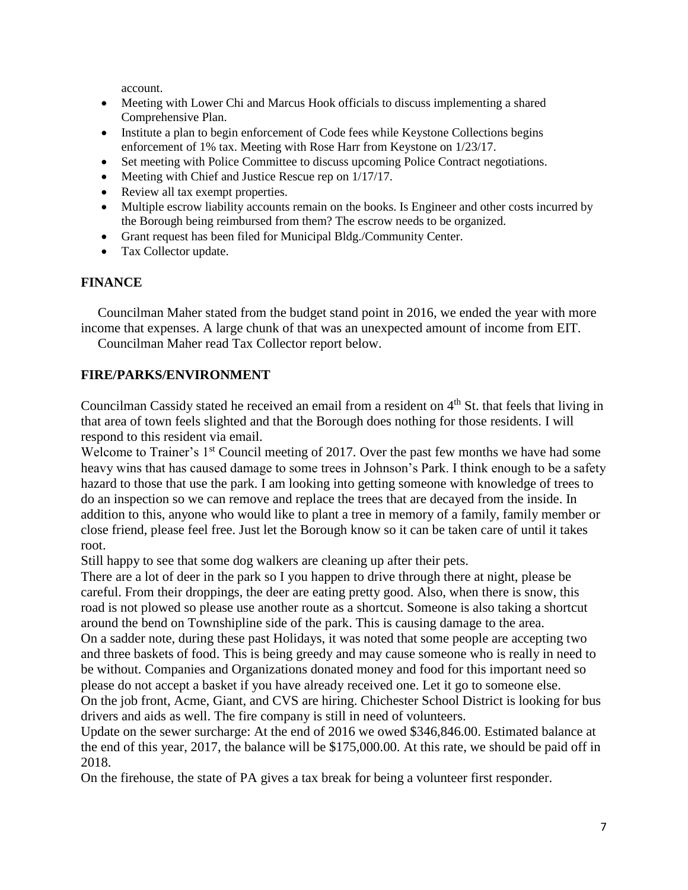account.

- Meeting with Lower Chi and Marcus Hook officials to discuss implementing a shared Comprehensive Plan.
- Institute a plan to begin enforcement of Code fees while Keystone Collections begins enforcement of 1% tax. Meeting with Rose Harr from Keystone on 1/23/17.
- Set meeting with Police Committee to discuss upcoming Police Contract negotiations.
- Meeting with Chief and Justice Rescue rep on 1/17/17.
- Review all tax exempt properties.
- Multiple escrow liability accounts remain on the books. Is Engineer and other costs incurred by the Borough being reimbursed from them? The escrow needs to be organized.
- Grant request has been filed for Municipal Bldg./Community Center.
- Tax Collector update.

## FINANCE

Councilman Maher stated from the budget stand point in 2016, we ended the year with more income that expenses. A large chunk of that was an unexpected amount of income from EIT.

Councilman Maher read Tax Collector report below.

## FIRE/PARKS/ENVIRONMENT

Councilman Cassidy stated he received an email from a resident on 4th St. that feels that living in that area of town feels slighted and that the Borough does nothing for those residents. I will respond to this resident via email.

Welcome to Trainer's 1st Council meeting of 2017. Over the past few months we have had some heavy wins that has caused damage to some trees in Johnson's Park. I think enough to be a safety hazard to those that use the park. I am looking into getting someone with knowledge of trees to do an inspection so we can remove and replace the trees that are decayed from the inside. In addition to this, anyone who would like to plant a tree in memory of a family, family member or close friend, please feel free. Just let the Borough know so it can be taken care of until it takes root.

Still happy to see that some dog walkers are cleaning up after their pets.

There are a lot of deer in the park so I you happen to drive through there at night, please be careful. From their droppings, the deer are eating pretty good. Also, when there is snow, this road is not plowed so please use another route as a shortcut. Someone is also taking a shortcut around the bend on Townshipline side of the park. This is causing damage to the area.

On a sadder note, during these past Holidays, it was noted that some people are accepting two and three baskets of food. This is being greedy and may cause someone who is really in need to be without. Companies and Organizations donated money and food for this important need so please do not accept a basket if you have already received one. Let it go to someone else.

On the job front, Acme, Giant, and CVS are hiring. Chichester School District is looking for bus drivers and aids as well. The fire company is still in need of volunteers.

Update on the sewer surcharge: At the end of 2016 we owed $346,846.00. Estimated balance at the end of this year, 2017, the balance will be $175,000.00. At this rate, we should be paid off in 2018.

On the firehouse, the state of PA gives a tax break for being a volunteer first responder.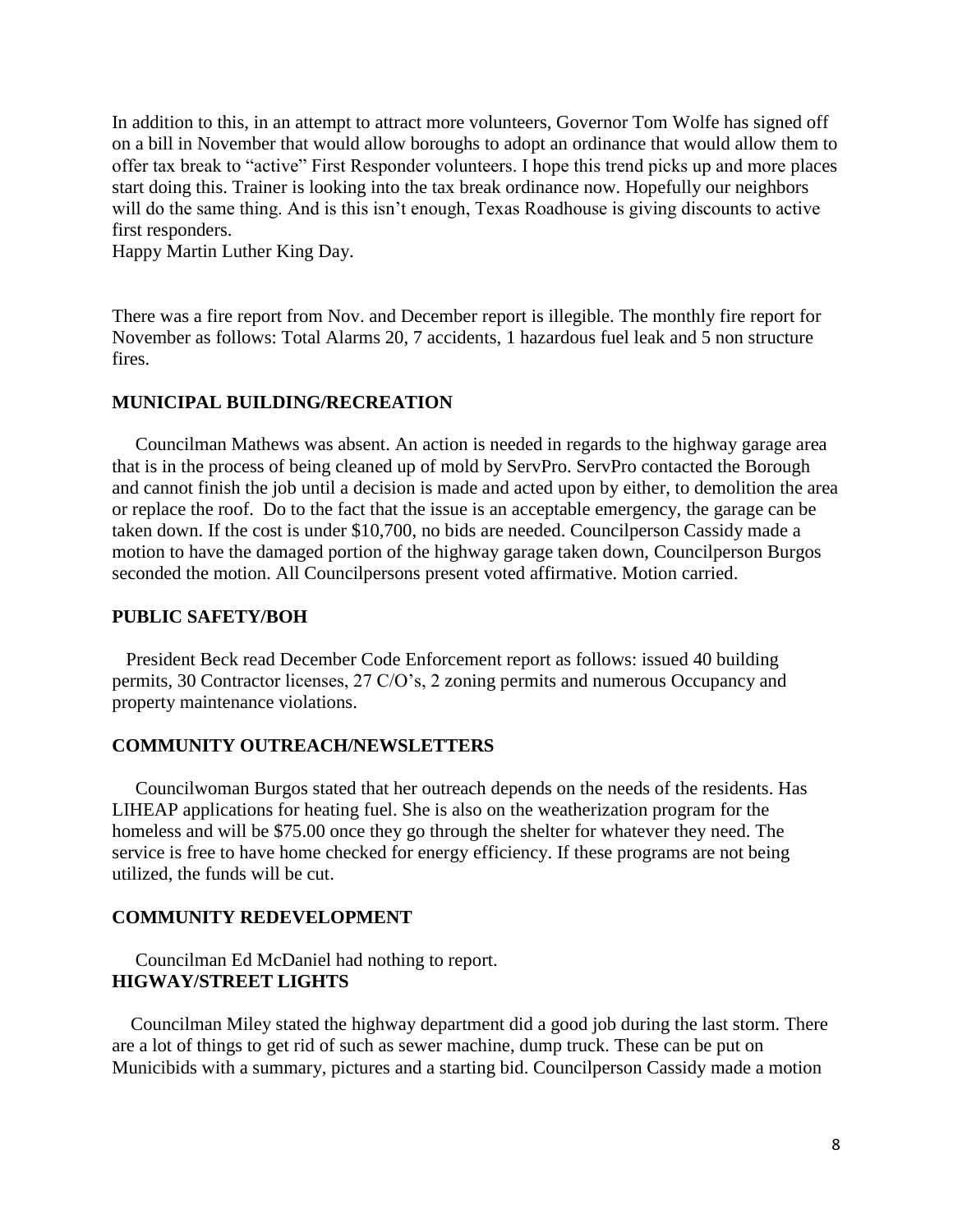In addition to this, in an attempt to attract more volunteers, Governor Tom Wolfe has signed off on a bill in November that would allow boroughs to adopt an ordinance that would allow them to offer tax break to "active" First Responder volunteers. I hope this trend picks up and more places start doing this. Trainer is looking into the tax break ordinance now. Hopefully our neighbors will do the same thing. And is this isn't enough, Texas Roadhouse is giving discounts to active first responders.
Happy Martin Luther King Day.

There was a fire report from Nov. and December report is illegible. The monthly fire report for November as follows: Total Alarms 20, 7 accidents, 1 hazardous fuel leak and 5 non structure fires.

**MUNICIPAL BUILDING/RECREATION**

Councilman Mathews was absent. An action is needed in regards to the highway garage area that is in the process of being cleaned up of mold by ServPro. ServPro contacted the Borough and cannot finish the job until a decision is made and acted upon by either, to demolition the area or replace the roof. Do to the fact that the issue is an acceptable emergency, the garage can be taken down. If the cost is under $10,700, no bids are needed. Councilperson Cassidy made a motion to have the damaged portion of the highway garage taken down, Councilperson Burgos seconded the motion. All Councilpersons present voted affirmative. Motion carried.

**PUBLIC SAFETY/BOH**

President Beck read December Code Enforcement report as follows: issued 40 building permits, 30 Contractor licenses, 27 C/O's, 2 zoning permits and numerous Occupancy and property maintenance violations.

**COMMUNITY OUTREACH/NEWSLETTERS**

Councilwoman Burgos stated that her outreach depends on the needs of the residents. Has LIHEAP applications for heating fuel. She is also on the weatherization program for the homeless and will be $75.00 once they go through the shelter for whatever they need. The service is free to have home checked for energy efficiency. If these programs are not being utilized, the funds will be cut.

**COMMUNITY REDEVELOPMENT**

Councilman Ed McDaniel had nothing to report.

**HIGWAY/STREET LIGHTS**

Councilman Miley stated the highway department did a good job during the last storm. There are a lot of things to get rid of such as sewer machine, dump truck. These can be put on Municibids with a summary, pictures and a starting bid. Councilperson Cassidy made a motion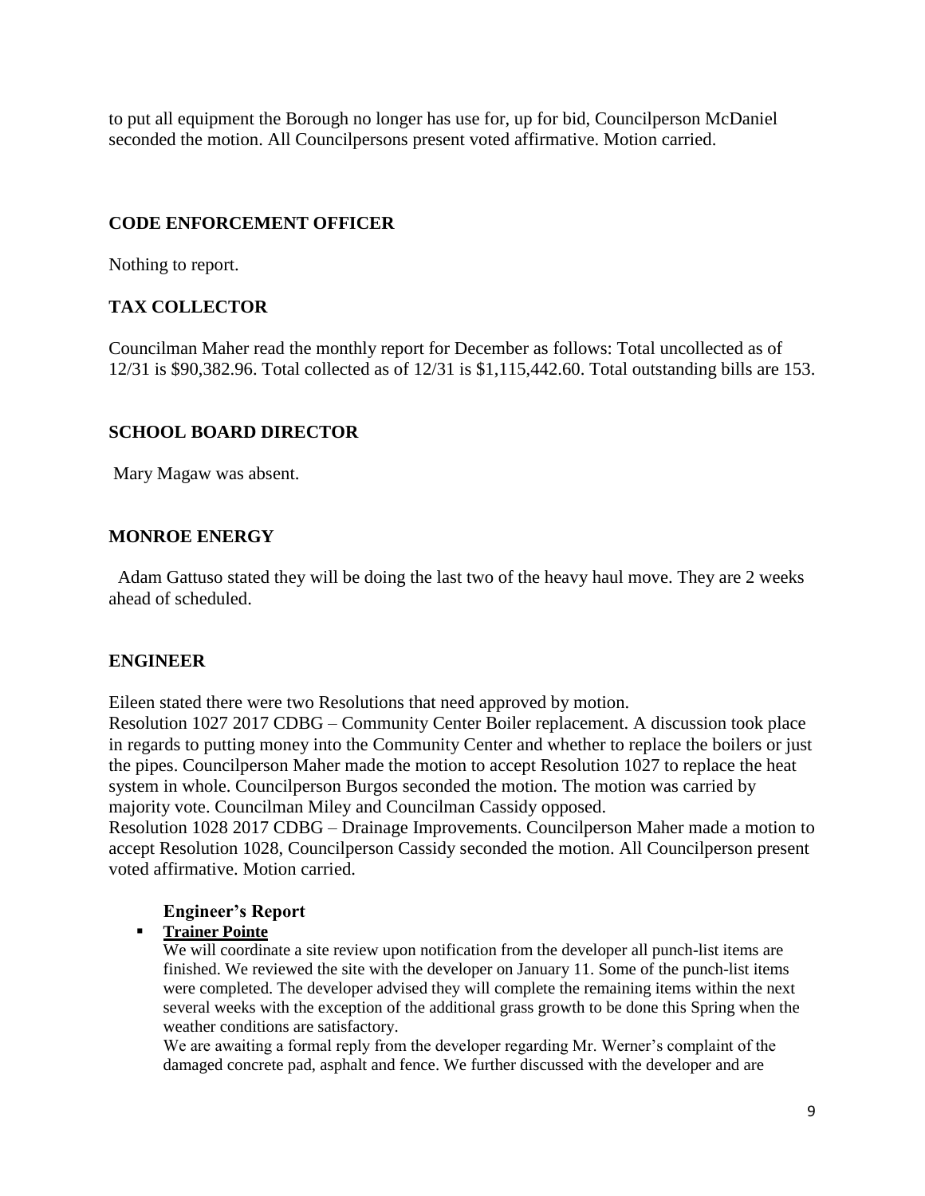to put all equipment the Borough no longer has use for, up for bid, Councilperson McDaniel seconded the motion. All Councilpersons present voted affirmative. Motion carried.

## CODE ENFORCEMENT OFFICER

Nothing to report.

## TAX COLLECTOR

Councilman Maher read the monthly report for December as follows: Total uncollected as of 12/31 is $90,382.96. Total collected as of 12/31 is $1,115,442.60. Total outstanding bills are 153.

## SCHOOL BOARD DIRECTOR

Mary Magaw was absent.

## MONROE ENERGY

Adam Gattuso stated they will be doing the last two of the heavy haul move. They are 2 weeks ahead of scheduled.

## ENGINEER

Eileen stated there were two Resolutions that need approved by motion.

Resolution 1027 2017 CDBG – Community Center Boiler replacement. A discussion took place in regards to putting money into the Community Center and whether to replace the boilers or just the pipes. Councilperson Maher made the motion to accept Resolution 1027 to replace the heat system in whole. Councilperson Burgos seconded the motion. The motion was carried by majority vote. Councilman Miley and Councilman Cassidy opposed.

Resolution 1028 2017 CDBG – Drainage Improvements. Councilperson Maher made a motion to accept Resolution 1028, Councilperson Cassidy seconded the motion. All Councilperson present voted affirmative. Motion carried.

### Engineer's Report

- **Trainer Pointe**

  We will coordinate a site review upon notification from the developer all punch-list items are finished. We reviewed the site with the developer on January 11. Some of the punch-list items were completed. The developer advised they will complete the remaining items within the next several weeks with the exception of the additional grass growth to be done this Spring when the weather conditions are satisfactory.

  We are awaiting a formal reply from the developer regarding Mr. Werner's complaint of the damaged concrete pad, asphalt and fence. We further discussed with the developer and are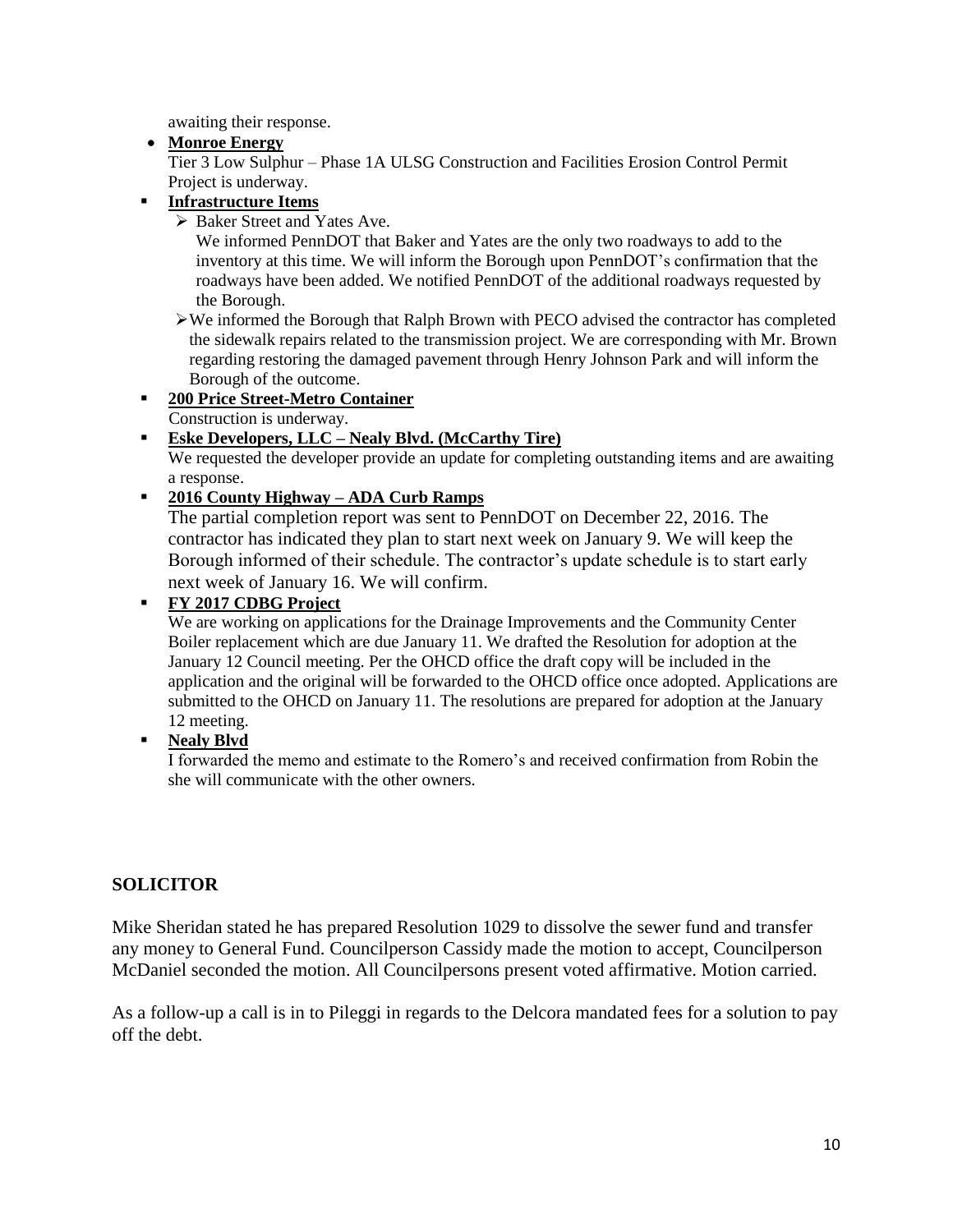awaiting their response.

- **Monroe Energy**

  Tier 3 Low Sulphur – Phase 1A ULSG Construction and Facilities Erosion Control Permit Project is underway.

- **Infrastructure Items**
  - Baker Street and Yates Ave.

    We informed PennDOT that Baker and Yates are the only two roadways to add to the inventory at this time. We will inform the Borough upon PennDOT's confirmation that the roadways have been added. We notified PennDOT of the additional roadways requested by the Borough.
  - We informed the Borough that Ralph Brown with PECO advised the contractor has completed the sidewalk repairs related to the transmission project. We are corresponding with Mr. Brown regarding restoring the damaged pavement through Henry Johnson Park and will inform the Borough of the outcome.

- **200 Price Street-Metro Container**

  Construction is underway.

- **Eske Developers, LLC – Nealy Blvd. (McCarthy Tire)**

  We requested the developer provide an update for completing outstanding items and are awaiting a response.

- **2016 County Highway – ADA Curb Ramps**

  The partial completion report was sent to PennDOT on December 22, 2016. The contractor has indicated they plan to start next week on January 9. We will keep the Borough informed of their schedule. The contractor's update schedule is to start early next week of January 16. We will confirm.

- **FY 2017 CDBG Project**

  We are working on applications for the Drainage Improvements and the Community Center Boiler replacement which are due January 11. We drafted the Resolution for adoption at the January 12 Council meeting. Per the OHCD office the draft copy will be included in the application and the original will be forwarded to the OHCD office once adopted. Applications are submitted to the OHCD on January 11. The resolutions are prepared for adoption at the January 12 meeting.

- **Nealy Blvd**

  I forwarded the memo and estimate to the Romero's and received confirmation from Robin the she will communicate with the other owners.

## SOLICITOR

Mike Sheridan stated he has prepared Resolution 1029 to dissolve the sewer fund and transfer any money to General Fund. Councilperson Cassidy made the motion to accept, Councilperson McDaniel seconded the motion. All Councilpersons present voted affirmative. Motion carried.

As a follow-up a call is in to Pileggi in regards to the Delcora mandated fees for a solution to pay off the debt.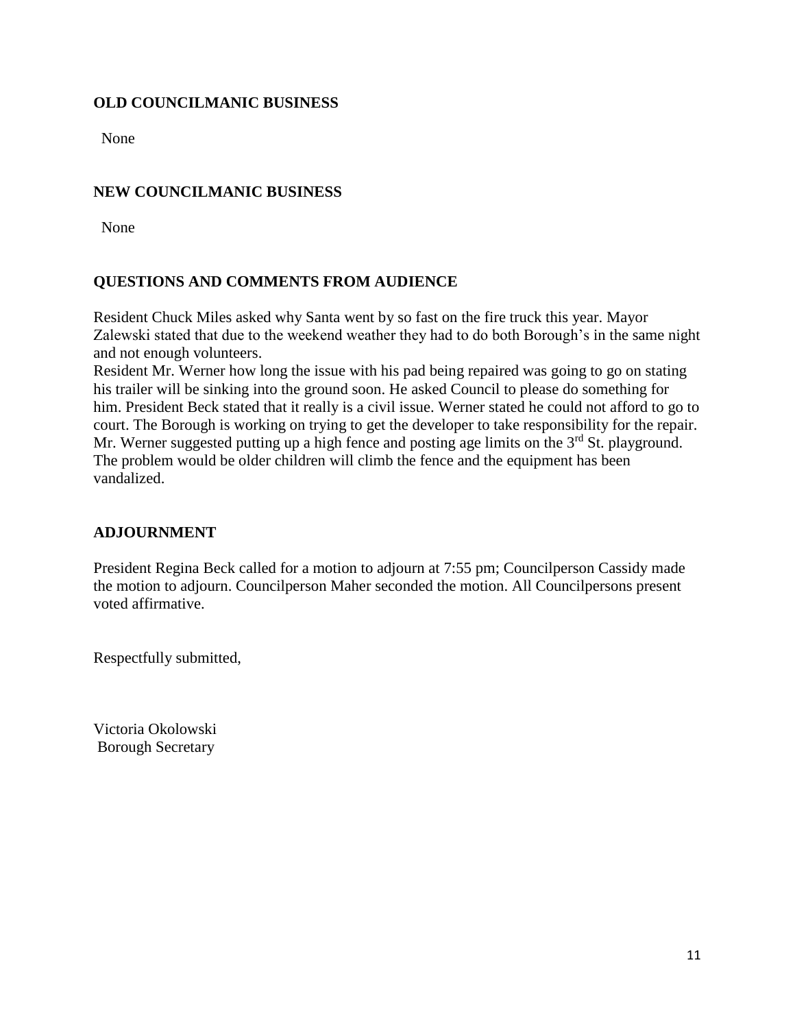**OLD COUNCILMANIC BUSINESS**

None

**NEW COUNCILMANIC BUSINESS**

None

**QUESTIONS AND COMMENTS FROM AUDIENCE**

Resident Chuck Miles asked why Santa went by so fast on the fire truck this year. Mayor Zalewski stated that due to the weekend weather they had to do both Borough's in the same night and not enough volunteers.
Resident Mr. Werner how long the issue with his pad being repaired was going to go on stating his trailer will be sinking into the ground soon. He asked Council to please do something for him. President Beck stated that it really is a civil issue. Werner stated he could not afford to go to court. The Borough is working on trying to get the developer to take responsibility for the repair. Mr. Werner suggested putting up a high fence and posting age limits on the 3rd St. playground. The problem would be older children will climb the fence and the equipment has been vandalized.

**ADJOURNMENT**

President Regina Beck called for a motion to adjourn at 7:55 pm; Councilperson Cassidy made the motion to adjourn. Councilperson Maher seconded the motion. All Councilpersons present voted affirmative.

Respectfully submitted,

Victoria Okolowski
Borough Secretary